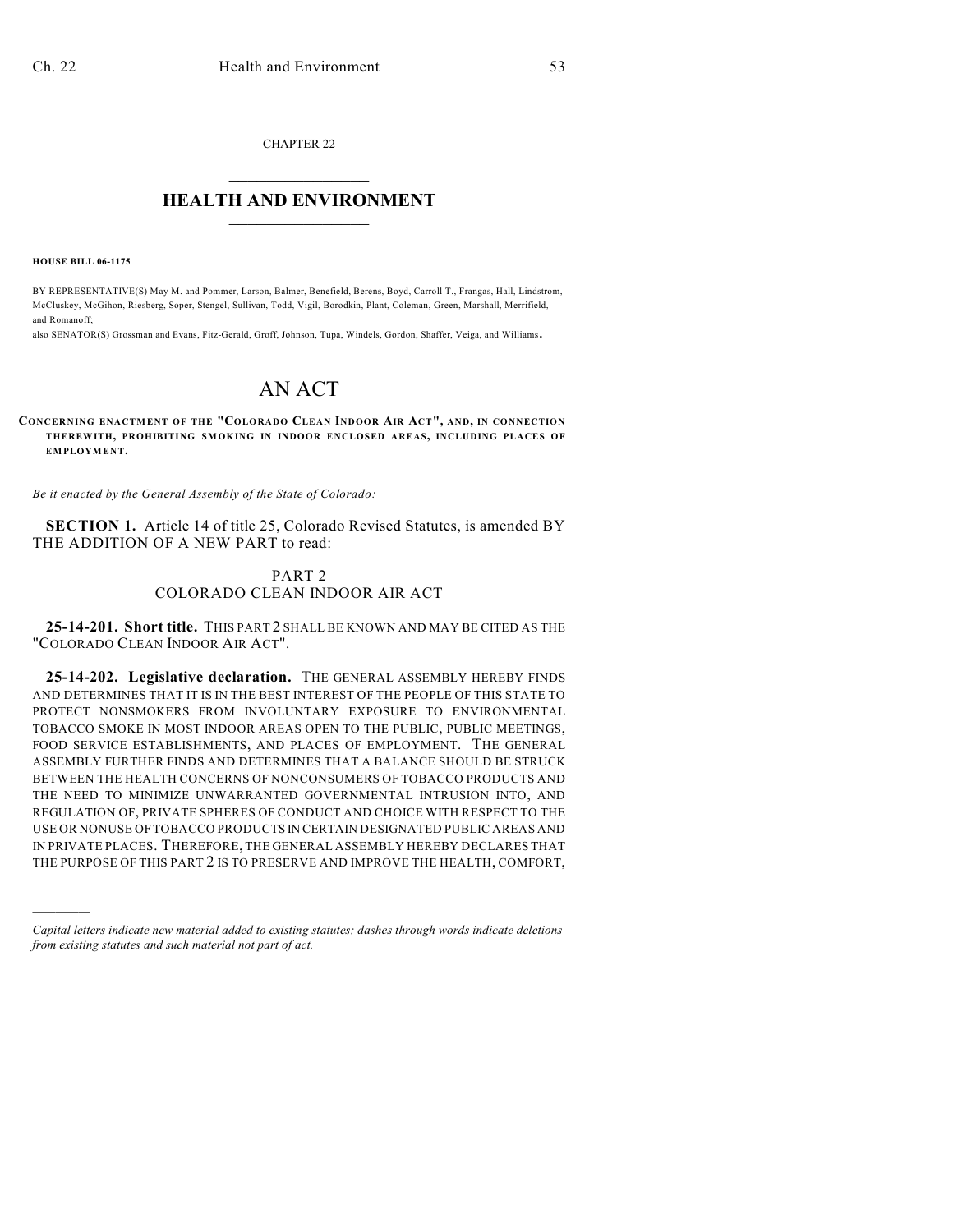CHAPTER 22

# HEALTH AND ENVIRONMENT

**HOUSE BILL 06-1175**

BY REPRESENTATIVE(S) May M. and Pommer, Larson, Balmer, Benefield, Berens, Boyd, Carroll T., Frangas, Hall, Lindstrom, McCluskey, McGihon, Riesberg, Soper, Stengel, Sullivan, Todd, Vigil, Borodkin, Plant, Coleman, Green, Marshall, Merrifield, and Romanoff;

also SENATOR(S) Grossman and Evans, Fitz-Gerald, Groff, Johnson, Tupa, Windels, Gordon, Shaffer, Veiga, and Williams.

# AN ACT

**CONCERNING ENACTMENT OF THE "COLORADO CLEAN INDOOR AIR ACT", AND, IN CONNECTION THEREWITH, PROHIBITING SMOKING IN INDOOR ENCLOSED AREAS, INCLUDING PLACES OF EMPLOYMENT.**

*Be it enacted by the General Assembly of the State of Colorado:*

**SECTION 1.** Article 14 of title 25, Colorado Revised Statutes, is amended BY THE ADDITION OF A NEW PART to read:

PART 2
COLORADO CLEAN INDOOR AIR ACT

**25-14-201. Short title.** THIS PART 2 SHALL BE KNOWN AND MAY BE CITED AS THE "COLORADO CLEAN INDOOR AIR ACT".

**25-14-202. Legislative declaration.** THE GENERAL ASSEMBLY HEREBY FINDS AND DETERMINES THAT IT IS IN THE BEST INTEREST OF THE PEOPLE OF THIS STATE TO PROTECT NONSMOKERS FROM INVOLUNTARY EXPOSURE TO ENVIRONMENTAL TOBACCO SMOKE IN MOST INDOOR AREAS OPEN TO THE PUBLIC, PUBLIC MEETINGS, FOOD SERVICE ESTABLISHMENTS, AND PLACES OF EMPLOYMENT. THE GENERAL ASSEMBLY FURTHER FINDS AND DETERMINES THAT A BALANCE SHOULD BE STRUCK BETWEEN THE HEALTH CONCERNS OF NONCONSUMERS OF TOBACCO PRODUCTS AND THE NEED TO MINIMIZE UNWARRANTED GOVERNMENTAL INTRUSION INTO, AND REGULATION OF, PRIVATE SPHERES OF CONDUCT AND CHOICE WITH RESPECT TO THE USE OR NONUSE OF TOBACCO PRODUCTS IN CERTAIN DESIGNATED PUBLIC AREAS AND IN PRIVATE PLACES. THEREFORE, THE GENERAL ASSEMBLY HEREBY DECLARES THAT THE PURPOSE OF THIS PART 2 IS TO PRESERVE AND IMPROVE THE HEALTH, COMFORT,

---

*Capital letters indicate new material added to existing statutes; dashes through words indicate deletions from existing statutes and such material not part of act.*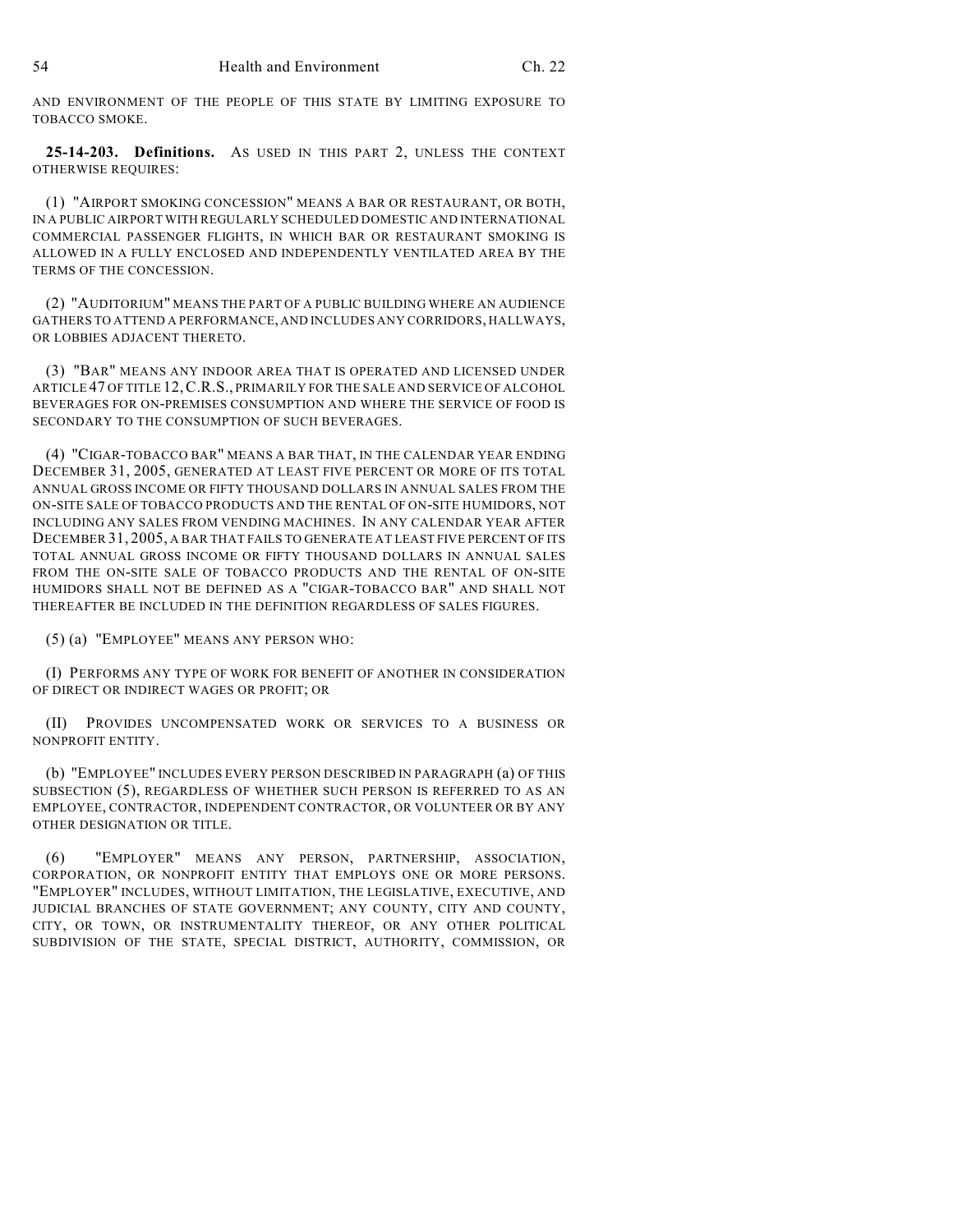AND ENVIRONMENT OF THE PEOPLE OF THIS STATE BY LIMITING EXPOSURE TO TOBACCO SMOKE.

**25-14-203. Definitions.** AS USED IN THIS PART 2, UNLESS THE CONTEXT OTHERWISE REQUIRES:

(1) "AIRPORT SMOKING CONCESSION" MEANS A BAR OR RESTAURANT, OR BOTH, IN A PUBLIC AIRPORT WITH REGULARLY SCHEDULED DOMESTIC AND INTERNATIONAL COMMERCIAL PASSENGER FLIGHTS, IN WHICH BAR OR RESTAURANT SMOKING IS ALLOWED IN A FULLY ENCLOSED AND INDEPENDENTLY VENTILATED AREA BY THE TERMS OF THE CONCESSION.

(2) "AUDITORIUM" MEANS THE PART OF A PUBLIC BUILDING WHERE AN AUDIENCE GATHERS TO ATTEND A PERFORMANCE, AND INCLUDES ANY CORRIDORS, HALLWAYS, OR LOBBIES ADJACENT THERETO.

(3) "BAR" MEANS ANY INDOOR AREA THAT IS OPERATED AND LICENSED UNDER ARTICLE 47 OF TITLE 12, C.R.S., PRIMARILY FOR THE SALE AND SERVICE OF ALCOHOL BEVERAGES FOR ON-PREMISES CONSUMPTION AND WHERE THE SERVICE OF FOOD IS SECONDARY TO THE CONSUMPTION OF SUCH BEVERAGES.

(4) "CIGAR-TOBACCO BAR" MEANS A BAR THAT, IN THE CALENDAR YEAR ENDING DECEMBER 31, 2005, GENERATED AT LEAST FIVE PERCENT OR MORE OF ITS TOTAL ANNUAL GROSS INCOME OR FIFTY THOUSAND DOLLARS IN ANNUAL SALES FROM THE ON-SITE SALE OF TOBACCO PRODUCTS AND THE RENTAL OF ON-SITE HUMIDORS, NOT INCLUDING ANY SALES FROM VENDING MACHINES. IN ANY CALENDAR YEAR AFTER DECEMBER 31, 2005, A BAR THAT FAILS TO GENERATE AT LEAST FIVE PERCENT OF ITS TOTAL ANNUAL GROSS INCOME OR FIFTY THOUSAND DOLLARS IN ANNUAL SALES FROM THE ON-SITE SALE OF TOBACCO PRODUCTS AND THE RENTAL OF ON-SITE HUMIDORS SHALL NOT BE DEFINED AS A "CIGAR-TOBACCO BAR" AND SHALL NOT THEREAFTER BE INCLUDED IN THE DEFINITION REGARDLESS OF SALES FIGURES.

(5) (a) "EMPLOYEE" MEANS ANY PERSON WHO:

(I) PERFORMS ANY TYPE OF WORK FOR BENEFIT OF ANOTHER IN CONSIDERATION OF DIRECT OR INDIRECT WAGES OR PROFIT; OR

(II) PROVIDES UNCOMPENSATED WORK OR SERVICES TO A BUSINESS OR NONPROFIT ENTITY.

(b) "EMPLOYEE" INCLUDES EVERY PERSON DESCRIBED IN PARAGRAPH (a) OF THIS SUBSECTION (5), REGARDLESS OF WHETHER SUCH PERSON IS REFERRED TO AS AN EMPLOYEE, CONTRACTOR, INDEPENDENT CONTRACTOR, OR VOLUNTEER OR BY ANY OTHER DESIGNATION OR TITLE.

(6) "EMPLOYER" MEANS ANY PERSON, PARTNERSHIP, ASSOCIATION, CORPORATION, OR NONPROFIT ENTITY THAT EMPLOYS ONE OR MORE PERSONS. "EMPLOYER" INCLUDES, WITHOUT LIMITATION, THE LEGISLATIVE, EXECUTIVE, AND JUDICIAL BRANCHES OF STATE GOVERNMENT; ANY COUNTY, CITY AND COUNTY, CITY, OR TOWN, OR INSTRUMENTALITY THEREOF, OR ANY OTHER POLITICAL SUBDIVISION OF THE STATE, SPECIAL DISTRICT, AUTHORITY, COMMISSION, OR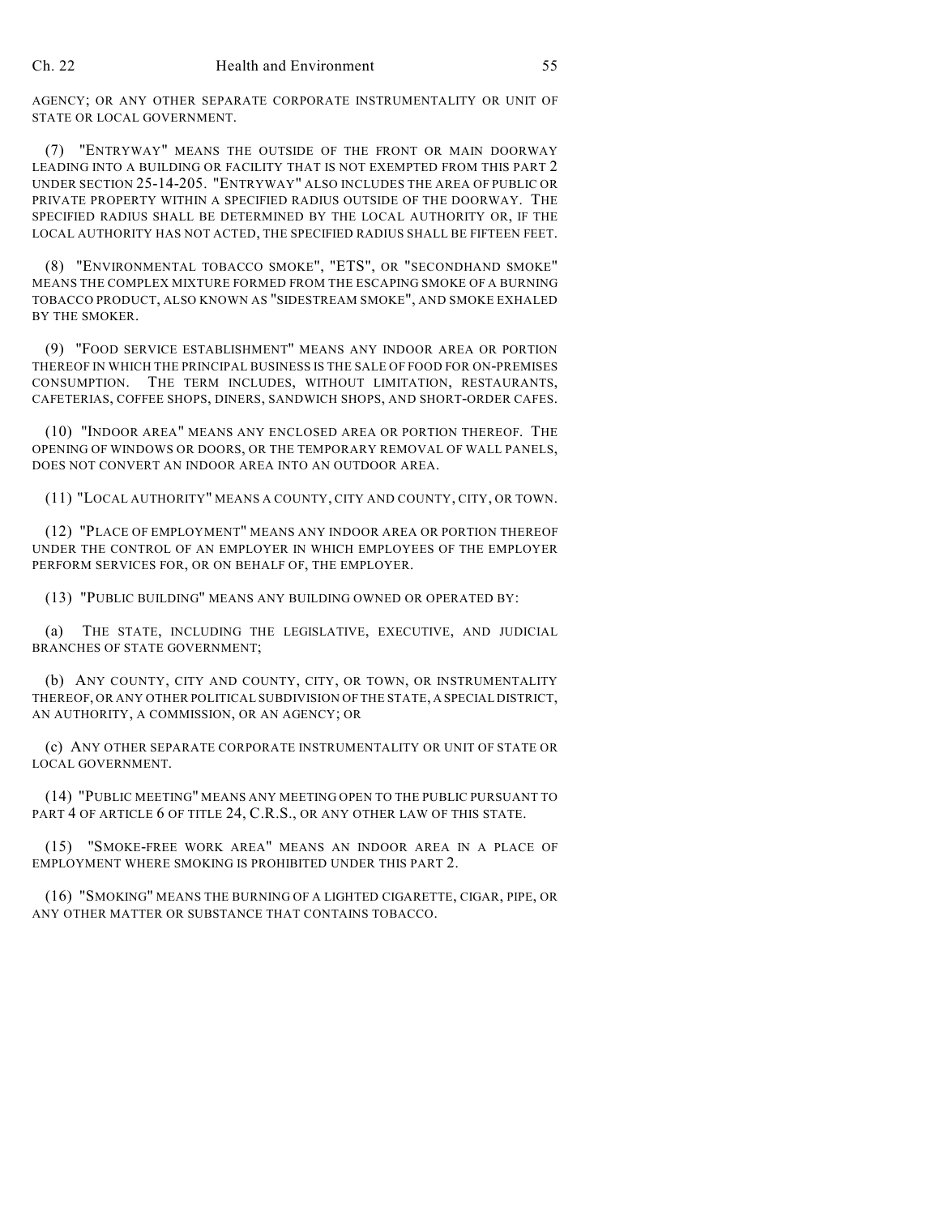AGENCY; OR ANY OTHER SEPARATE CORPORATE INSTRUMENTALITY OR UNIT OF STATE OR LOCAL GOVERNMENT.

(7) "ENTRYWAY" MEANS THE OUTSIDE OF THE FRONT OR MAIN DOORWAY LEADING INTO A BUILDING OR FACILITY THAT IS NOT EXEMPTED FROM THIS PART 2 UNDER SECTION 25-14-205. "ENTRYWAY" ALSO INCLUDES THE AREA OF PUBLIC OR PRIVATE PROPERTY WITHIN A SPECIFIED RADIUS OUTSIDE OF THE DOORWAY. THE SPECIFIED RADIUS SHALL BE DETERMINED BY THE LOCAL AUTHORITY OR, IF THE LOCAL AUTHORITY HAS NOT ACTED, THE SPECIFIED RADIUS SHALL BE FIFTEEN FEET.

(8) "ENVIRONMENTAL TOBACCO SMOKE", "ETS", OR "SECONDHAND SMOKE" MEANS THE COMPLEX MIXTURE FORMED FROM THE ESCAPING SMOKE OF A BURNING TOBACCO PRODUCT, ALSO KNOWN AS "SIDESTREAM SMOKE", AND SMOKE EXHALED BY THE SMOKER.

(9) "FOOD SERVICE ESTABLISHMENT" MEANS ANY INDOOR AREA OR PORTION THEREOF IN WHICH THE PRINCIPAL BUSINESS IS THE SALE OF FOOD FOR ON-PREMISES CONSUMPTION. THE TERM INCLUDES, WITHOUT LIMITATION, RESTAURANTS, CAFETERIAS, COFFEE SHOPS, DINERS, SANDWICH SHOPS, AND SHORT-ORDER CAFES.

(10) "INDOOR AREA" MEANS ANY ENCLOSED AREA OR PORTION THEREOF. THE OPENING OF WINDOWS OR DOORS, OR THE TEMPORARY REMOVAL OF WALL PANELS, DOES NOT CONVERT AN INDOOR AREA INTO AN OUTDOOR AREA.

(11) "LOCAL AUTHORITY" MEANS A COUNTY, CITY AND COUNTY, CITY, OR TOWN.

(12) "PLACE OF EMPLOYMENT" MEANS ANY INDOOR AREA OR PORTION THEREOF UNDER THE CONTROL OF AN EMPLOYER IN WHICH EMPLOYEES OF THE EMPLOYER PERFORM SERVICES FOR, OR ON BEHALF OF, THE EMPLOYER.

(13) "PUBLIC BUILDING" MEANS ANY BUILDING OWNED OR OPERATED BY:

(a) THE STATE, INCLUDING THE LEGISLATIVE, EXECUTIVE, AND JUDICIAL BRANCHES OF STATE GOVERNMENT;

(b) ANY COUNTY, CITY AND COUNTY, CITY, OR TOWN, OR INSTRUMENTALITY THEREOF, OR ANY OTHER POLITICAL SUBDIVISION OF THE STATE, A SPECIAL DISTRICT, AN AUTHORITY, A COMMISSION, OR AN AGENCY; OR

(c) ANY OTHER SEPARATE CORPORATE INSTRUMENTALITY OR UNIT OF STATE OR LOCAL GOVERNMENT.

(14) "PUBLIC MEETING" MEANS ANY MEETING OPEN TO THE PUBLIC PURSUANT TO PART 4 OF ARTICLE 6 OF TITLE 24, C.R.S., OR ANY OTHER LAW OF THIS STATE.

(15) "SMOKE-FREE WORK AREA" MEANS AN INDOOR AREA IN A PLACE OF EMPLOYMENT WHERE SMOKING IS PROHIBITED UNDER THIS PART 2.

(16) "SMOKING" MEANS THE BURNING OF A LIGHTED CIGARETTE, CIGAR, PIPE, OR ANY OTHER MATTER OR SUBSTANCE THAT CONTAINS TOBACCO.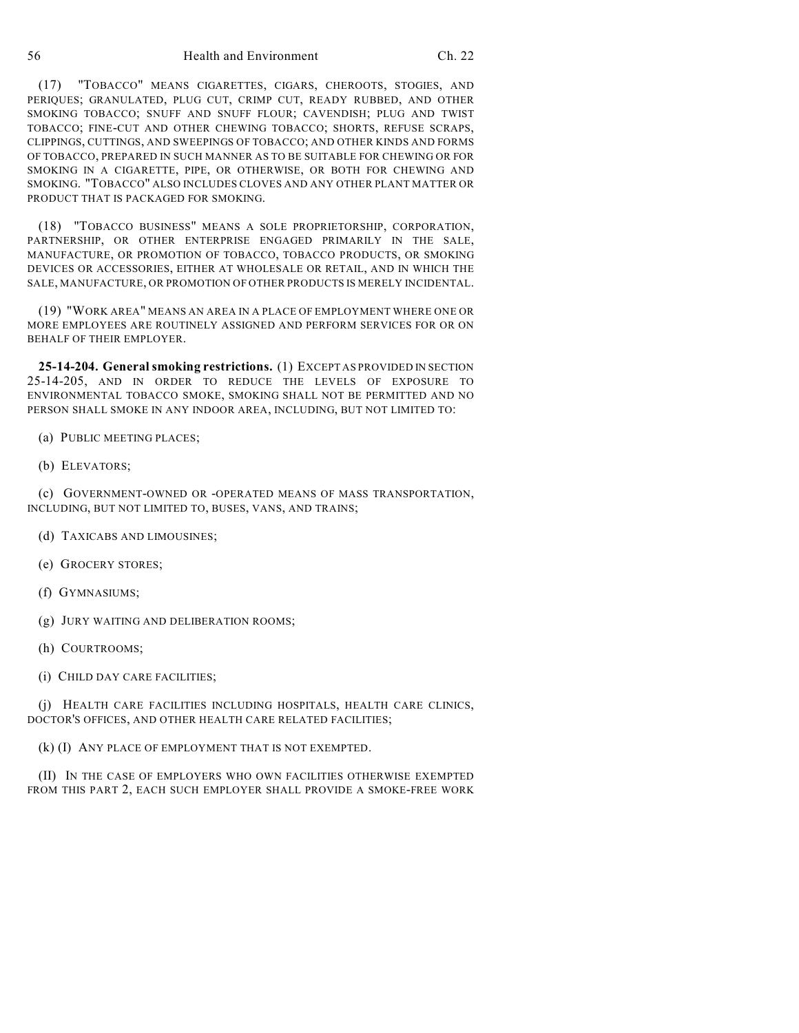(17) "TOBACCO" MEANS CIGARETTES, CIGARS, CHEROOTS, STOGIES, AND PERIQUES; GRANULATED, PLUG CUT, CRIMP CUT, READY RUBBED, AND OTHER SMOKING TOBACCO; SNUFF AND SNUFF FLOUR; CAVENDISH; PLUG AND TWIST TOBACCO; FINE-CUT AND OTHER CHEWING TOBACCO; SHORTS, REFUSE SCRAPS, CLIPPINGS, CUTTINGS, AND SWEEPINGS OF TOBACCO; AND OTHER KINDS AND FORMS OF TOBACCO, PREPARED IN SUCH MANNER AS TO BE SUITABLE FOR CHEWING OR FOR SMOKING IN A CIGARETTE, PIPE, OR OTHERWISE, OR BOTH FOR CHEWING AND SMOKING. "TOBACCO" ALSO INCLUDES CLOVES AND ANY OTHER PLANT MATTER OR PRODUCT THAT IS PACKAGED FOR SMOKING.

(18) "TOBACCO BUSINESS" MEANS A SOLE PROPRIETORSHIP, CORPORATION, PARTNERSHIP, OR OTHER ENTERPRISE ENGAGED PRIMARILY IN THE SALE, MANUFACTURE, OR PROMOTION OF TOBACCO, TOBACCO PRODUCTS, OR SMOKING DEVICES OR ACCESSORIES, EITHER AT WHOLESALE OR RETAIL, AND IN WHICH THE SALE, MANUFACTURE, OR PROMOTION OF OTHER PRODUCTS IS MERELY INCIDENTAL.

(19) "WORK AREA" MEANS AN AREA IN A PLACE OF EMPLOYMENT WHERE ONE OR MORE EMPLOYEES ARE ROUTINELY ASSIGNED AND PERFORM SERVICES FOR OR ON BEHALF OF THEIR EMPLOYER.

**25-14-204. General smoking restrictions.** (1) EXCEPT AS PROVIDED IN SECTION 25-14-205, AND IN ORDER TO REDUCE THE LEVELS OF EXPOSURE TO ENVIRONMENTAL TOBACCO SMOKE, SMOKING SHALL NOT BE PERMITTED AND NO PERSON SHALL SMOKE IN ANY INDOOR AREA, INCLUDING, BUT NOT LIMITED TO:

(a) PUBLIC MEETING PLACES;

(b) ELEVATORS;

(c) GOVERNMENT-OWNED OR -OPERATED MEANS OF MASS TRANSPORTATION, INCLUDING, BUT NOT LIMITED TO, BUSES, VANS, AND TRAINS;

(d) TAXICABS AND LIMOUSINES;

(e) GROCERY STORES;

(f) GYMNASIUMS;

(g) JURY WAITING AND DELIBERATION ROOMS;

(h) COURTROOMS;

(i) CHILD DAY CARE FACILITIES;

(j) HEALTH CARE FACILITIES INCLUDING HOSPITALS, HEALTH CARE CLINICS, DOCTOR'S OFFICES, AND OTHER HEALTH CARE RELATED FACILITIES;

(k) (I) ANY PLACE OF EMPLOYMENT THAT IS NOT EXEMPTED.

(II) IN THE CASE OF EMPLOYERS WHO OWN FACILITIES OTHERWISE EXEMPTED FROM THIS PART 2, EACH SUCH EMPLOYER SHALL PROVIDE A SMOKE-FREE WORK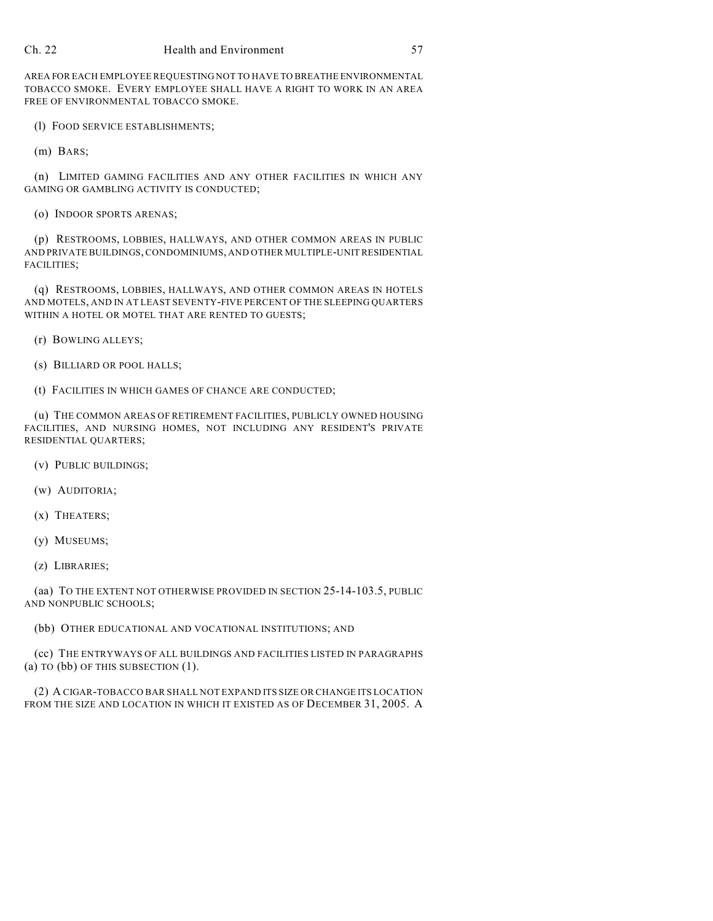AREA FOR EACH EMPLOYEE REQUESTING NOT TO HAVE TO BREATHE ENVIRONMENTAL TOBACCO SMOKE. EVERY EMPLOYEE SHALL HAVE A RIGHT TO WORK IN AN AREA FREE OF ENVIRONMENTAL TOBACCO SMOKE.

(l) FOOD SERVICE ESTABLISHMENTS;

(m) BARS;

(n) LIMITED GAMING FACILITIES AND ANY OTHER FACILITIES IN WHICH ANY GAMING OR GAMBLING ACTIVITY IS CONDUCTED;

(o) INDOOR SPORTS ARENAS;

(p) RESTROOMS, LOBBIES, HALLWAYS, AND OTHER COMMON AREAS IN PUBLIC AND PRIVATE BUILDINGS, CONDOMINIUMS, AND OTHER MULTIPLE-UNIT RESIDENTIAL FACILITIES;

(q) RESTROOMS, LOBBIES, HALLWAYS, AND OTHER COMMON AREAS IN HOTELS AND MOTELS, AND IN AT LEAST SEVENTY-FIVE PERCENT OF THE SLEEPING QUARTERS WITHIN A HOTEL OR MOTEL THAT ARE RENTED TO GUESTS;

(r) BOWLING ALLEYS;

(s) BILLIARD OR POOL HALLS;

(t) FACILITIES IN WHICH GAMES OF CHANCE ARE CONDUCTED;

(u) THE COMMON AREAS OF RETIREMENT FACILITIES, PUBLICLY OWNED HOUSING FACILITIES, AND NURSING HOMES, NOT INCLUDING ANY RESIDENT'S PRIVATE RESIDENTIAL QUARTERS;

(v) PUBLIC BUILDINGS;

(w) AUDITORIA;

(x) THEATERS;

(y) MUSEUMS;

(z) LIBRARIES;

(aa) TO THE EXTENT NOT OTHERWISE PROVIDED IN SECTION 25-14-103.5, PUBLIC AND NONPUBLIC SCHOOLS;

(bb) OTHER EDUCATIONAL AND VOCATIONAL INSTITUTIONS; AND

(cc) THE ENTRYWAYS OF ALL BUILDINGS AND FACILITIES LISTED IN PARAGRAPHS (a) TO (bb) OF THIS SUBSECTION (1).

(2) A CIGAR-TOBACCO BAR SHALL NOT EXPAND ITS SIZE OR CHANGE ITS LOCATION FROM THE SIZE AND LOCATION IN WHICH IT EXISTED AS OF DECEMBER 31, 2005. A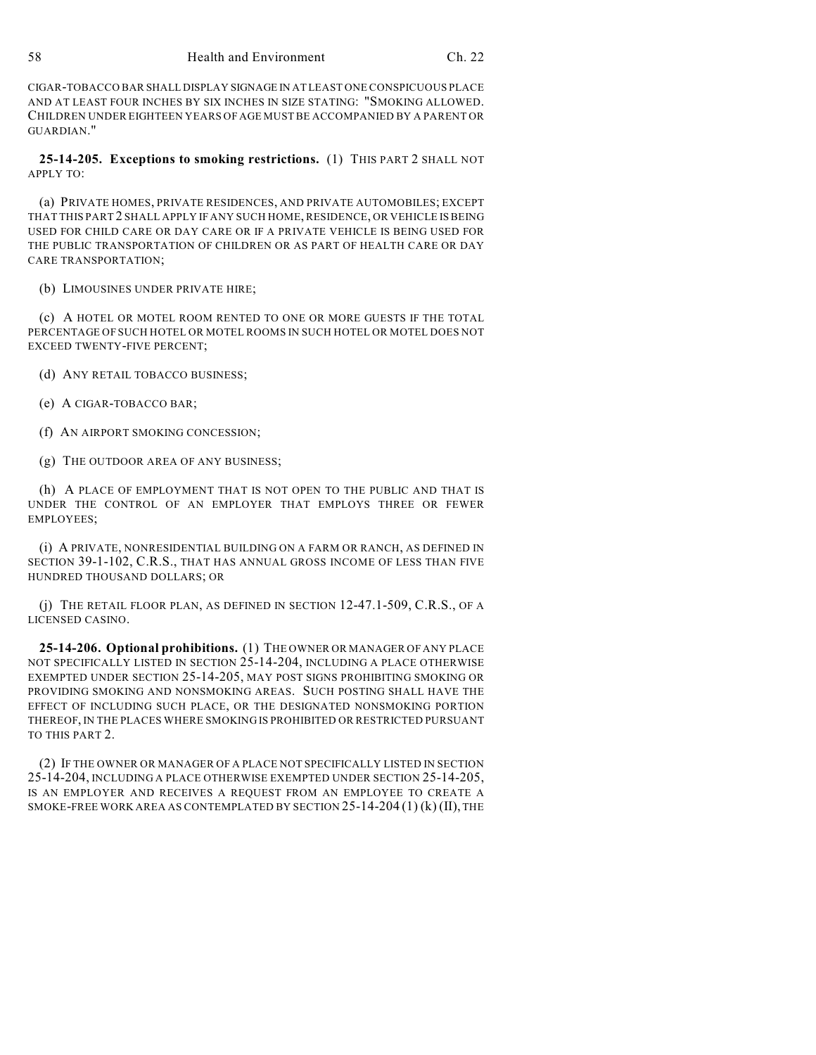CIGAR-TOBACCO BAR SHALL DISPLAY SIGNAGE IN AT LEAST ONE CONSPICUOUS PLACE AND AT LEAST FOUR INCHES BY SIX INCHES IN SIZE STATING: "SMOKING ALLOWED. CHILDREN UNDER EIGHTEEN YEARS OF AGE MUST BE ACCOMPANIED BY A PARENT OR GUARDIAN."

**25-14-205. Exceptions to smoking restrictions.** (1) THIS PART 2 SHALL NOT APPLY TO:

(a) PRIVATE HOMES, PRIVATE RESIDENCES, AND PRIVATE AUTOMOBILES; EXCEPT THAT THIS PART 2 SHALL APPLY IF ANY SUCH HOME, RESIDENCE, OR VEHICLE IS BEING USED FOR CHILD CARE OR DAY CARE OR IF A PRIVATE VEHICLE IS BEING USED FOR THE PUBLIC TRANSPORTATION OF CHILDREN OR AS PART OF HEALTH CARE OR DAY CARE TRANSPORTATION;

(b) LIMOUSINES UNDER PRIVATE HIRE;

(c) A HOTEL OR MOTEL ROOM RENTED TO ONE OR MORE GUESTS IF THE TOTAL PERCENTAGE OF SUCH HOTEL OR MOTEL ROOMS IN SUCH HOTEL OR MOTEL DOES NOT EXCEED TWENTY-FIVE PERCENT;

(d) ANY RETAIL TOBACCO BUSINESS;

(e) A CIGAR-TOBACCO BAR;

(f) AN AIRPORT SMOKING CONCESSION;

(g) THE OUTDOOR AREA OF ANY BUSINESS;

(h) A PLACE OF EMPLOYMENT THAT IS NOT OPEN TO THE PUBLIC AND THAT IS UNDER THE CONTROL OF AN EMPLOYER THAT EMPLOYS THREE OR FEWER EMPLOYEES;

(i) A PRIVATE, NONRESIDENTIAL BUILDING ON A FARM OR RANCH, AS DEFINED IN SECTION 39-1-102, C.R.S., THAT HAS ANNUAL GROSS INCOME OF LESS THAN FIVE HUNDRED THOUSAND DOLLARS; OR

(j) THE RETAIL FLOOR PLAN, AS DEFINED IN SECTION 12-47.1-509, C.R.S., OF A LICENSED CASINO.

**25-14-206. Optional prohibitions.** (1) THE OWNER OR MANAGER OF ANY PLACE NOT SPECIFICALLY LISTED IN SECTION 25-14-204, INCLUDING A PLACE OTHERWISE EXEMPTED UNDER SECTION 25-14-205, MAY POST SIGNS PROHIBITING SMOKING OR PROVIDING SMOKING AND NONSMOKING AREAS. SUCH POSTING SHALL HAVE THE EFFECT OF INCLUDING SUCH PLACE, OR THE DESIGNATED NONSMOKING PORTION THEREOF, IN THE PLACES WHERE SMOKING IS PROHIBITED OR RESTRICTED PURSUANT TO THIS PART 2.

(2) IF THE OWNER OR MANAGER OF A PLACE NOT SPECIFICALLY LISTED IN SECTION 25-14-204, INCLUDING A PLACE OTHERWISE EXEMPTED UNDER SECTION 25-14-205, IS AN EMPLOYER AND RECEIVES A REQUEST FROM AN EMPLOYEE TO CREATE A SMOKE-FREE WORK AREA AS CONTEMPLATED BY SECTION 25-14-204 (1) (k) (II), THE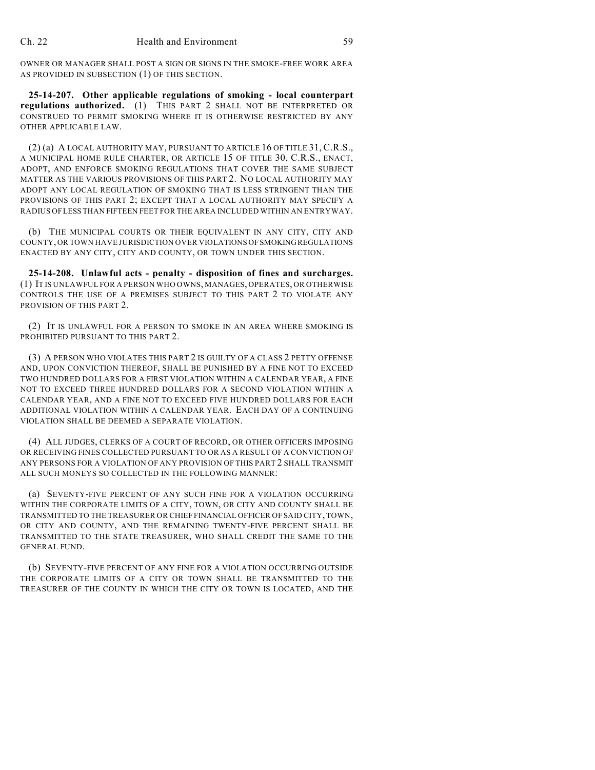OWNER OR MANAGER SHALL POST A SIGN OR SIGNS IN THE SMOKE-FREE WORK AREA AS PROVIDED IN SUBSECTION (1) OF THIS SECTION.

**25-14-207. Other applicable regulations of smoking - local counterpart regulations authorized.** (1) THIS PART 2 SHALL NOT BE INTERPRETED OR CONSTRUED TO PERMIT SMOKING WHERE IT IS OTHERWISE RESTRICTED BY ANY OTHER APPLICABLE LAW.

(2) (a) A LOCAL AUTHORITY MAY, PURSUANT TO ARTICLE 16 OF TITLE 31, C.R.S., A MUNICIPAL HOME RULE CHARTER, OR ARTICLE 15 OF TITLE 30, C.R.S., ENACT, ADOPT, AND ENFORCE SMOKING REGULATIONS THAT COVER THE SAME SUBJECT MATTER AS THE VARIOUS PROVISIONS OF THIS PART 2. NO LOCAL AUTHORITY MAY ADOPT ANY LOCAL REGULATION OF SMOKING THAT IS LESS STRINGENT THAN THE PROVISIONS OF THIS PART 2; EXCEPT THAT A LOCAL AUTHORITY MAY SPECIFY A RADIUS OF LESS THAN FIFTEEN FEET FOR THE AREA INCLUDED WITHIN AN ENTRYWAY.

(b) THE MUNICIPAL COURTS OR THEIR EQUIVALENT IN ANY CITY, CITY AND COUNTY, OR TOWN HAVE JURISDICTION OVER VIOLATIONS OF SMOKING REGULATIONS ENACTED BY ANY CITY, CITY AND COUNTY, OR TOWN UNDER THIS SECTION.

**25-14-208. Unlawful acts - penalty - disposition of fines and surcharges.** (1) IT IS UNLAWFUL FOR A PERSON WHO OWNS, MANAGES, OPERATES, OR OTHERWISE CONTROLS THE USE OF A PREMISES SUBJECT TO THIS PART 2 TO VIOLATE ANY PROVISION OF THIS PART 2.

(2) IT IS UNLAWFUL FOR A PERSON TO SMOKE IN AN AREA WHERE SMOKING IS PROHIBITED PURSUANT TO THIS PART 2.

(3) A PERSON WHO VIOLATES THIS PART 2 IS GUILTY OF A CLASS 2 PETTY OFFENSE AND, UPON CONVICTION THEREOF, SHALL BE PUNISHED BY A FINE NOT TO EXCEED TWO HUNDRED DOLLARS FOR A FIRST VIOLATION WITHIN A CALENDAR YEAR, A FINE NOT TO EXCEED THREE HUNDRED DOLLARS FOR A SECOND VIOLATION WITHIN A CALENDAR YEAR, AND A FINE NOT TO EXCEED FIVE HUNDRED DOLLARS FOR EACH ADDITIONAL VIOLATION WITHIN A CALENDAR YEAR. EACH DAY OF A CONTINUING VIOLATION SHALL BE DEEMED A SEPARATE VIOLATION.

(4) ALL JUDGES, CLERKS OF A COURT OF RECORD, OR OTHER OFFICERS IMPOSING OR RECEIVING FINES COLLECTED PURSUANT TO OR AS A RESULT OF A CONVICTION OF ANY PERSONS FOR A VIOLATION OF ANY PROVISION OF THIS PART 2 SHALL TRANSMIT ALL SUCH MONEYS SO COLLECTED IN THE FOLLOWING MANNER:

(a) SEVENTY-FIVE PERCENT OF ANY SUCH FINE FOR A VIOLATION OCCURRING WITHIN THE CORPORATE LIMITS OF A CITY, TOWN, OR CITY AND COUNTY SHALL BE TRANSMITTED TO THE TREASURER OR CHIEF FINANCIAL OFFICER OF SAID CITY, TOWN, OR CITY AND COUNTY, AND THE REMAINING TWENTY-FIVE PERCENT SHALL BE TRANSMITTED TO THE STATE TREASURER, WHO SHALL CREDIT THE SAME TO THE GENERAL FUND.

(b) SEVENTY-FIVE PERCENT OF ANY FINE FOR A VIOLATION OCCURRING OUTSIDE THE CORPORATE LIMITS OF A CITY OR TOWN SHALL BE TRANSMITTED TO THE TREASURER OF THE COUNTY IN WHICH THE CITY OR TOWN IS LOCATED, AND THE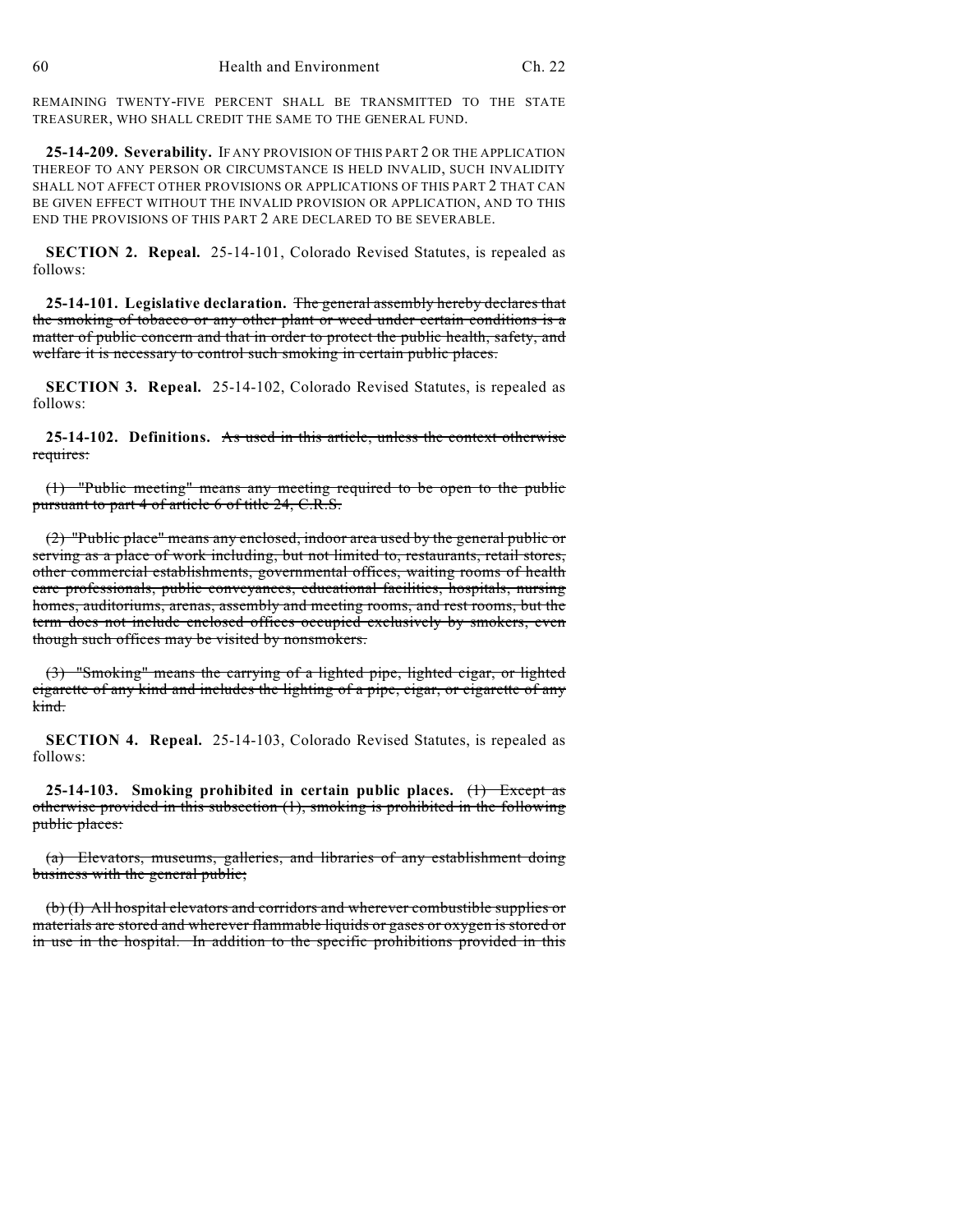REMAINING TWENTY-FIVE PERCENT SHALL BE TRANSMITTED TO THE STATE TREASURER, WHO SHALL CREDIT THE SAME TO THE GENERAL FUND.

**25-14-209. Severability.** IF ANY PROVISION OF THIS PART 2 OR THE APPLICATION THEREOF TO ANY PERSON OR CIRCUMSTANCE IS HELD INVALID, SUCH INVALIDITY SHALL NOT AFFECT OTHER PROVISIONS OR APPLICATIONS OF THIS PART 2 THAT CAN BE GIVEN EFFECT WITHOUT THE INVALID PROVISION OR APPLICATION, AND TO THIS END THE PROVISIONS OF THIS PART 2 ARE DECLARED TO BE SEVERABLE.

**SECTION 2. Repeal.** 25-14-101, Colorado Revised Statutes, is repealed as follows:

**25-14-101. Legislative declaration.** ~~The general assembly hereby declares that the smoking of tobacco or any other plant or weed under certain conditions is a matter of public concern and that in order to protect the public health, safety, and welfare it is necessary to control such smoking in certain public places.~~

**SECTION 3. Repeal.** 25-14-102, Colorado Revised Statutes, is repealed as follows:

**25-14-102. Definitions.** ~~As used in this article, unless the context otherwise requires:~~

~~(1) "Public meeting" means any meeting required to be open to the public pursuant to part 4 of article 6 of title 24, C.R.S.~~

~~(2) "Public place" means any enclosed, indoor area used by the general public or serving as a place of work including, but not limited to, restaurants, retail stores, other commercial establishments, governmental offices, waiting rooms of health care professionals, public conveyances, educational facilities, hospitals, nursing homes, auditoriums, arenas, assembly and meeting rooms, and rest rooms, but the term does not include enclosed offices occupied exclusively by smokers, even though such offices may be visited by nonsmokers.~~

~~(3) "Smoking" means the carrying of a lighted pipe, lighted cigar, or lighted cigarette of any kind and includes the lighting of a pipe, cigar, or cigarette of any kind.~~

**SECTION 4. Repeal.** 25-14-103, Colorado Revised Statutes, is repealed as follows:

**25-14-103. Smoking prohibited in certain public places.** ~~(1) Except as otherwise provided in this subsection (1), smoking is prohibited in the following public places:~~

~~(a) Elevators, museums, galleries, and libraries of any establishment doing business with the general public;~~

~~(b) (I) All hospital elevators and corridors and wherever combustible supplies or materials are stored and wherever flammable liquids or gases or oxygen is stored or in use in the hospital. In addition to the specific prohibitions provided in this~~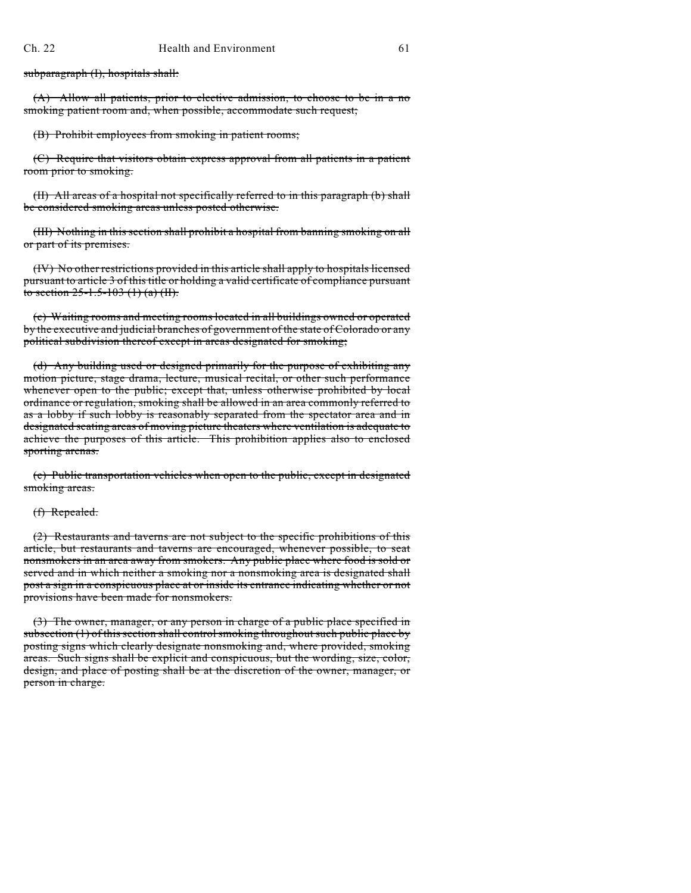~~subparagraph (I), hospitals shall:~~

~~(A) Allow all patients, prior to elective admission, to choose to be in a no smoking patient room and, when possible, accommodate such request;~~

~~(B) Prohibit employees from smoking in patient rooms;~~

~~(C) Require that visitors obtain express approval from all patients in a patient room prior to smoking.~~

~~(II) All areas of a hospital not specifically referred to in this paragraph (b) shall be considered smoking areas unless posted otherwise.~~

~~(III) Nothing in this section shall prohibit a hospital from banning smoking on all or part of its premises.~~

~~(IV) No other restrictions provided in this article shall apply to hospitals licensed pursuant to article 3 of this title or holding a valid certificate of compliance pursuant to section 25-1.5-103 (1) (a) (II).~~

~~(c) Waiting rooms and meeting rooms located in all buildings owned or operated by the executive and judicial branches of government of the state of Colorado or any political subdivision thereof except in areas designated for smoking;~~

~~(d) Any building used or designed primarily for the purpose of exhibiting any motion picture, stage drama, lecture, musical recital, or other such performance whenever open to the public; except that, unless otherwise prohibited by local ordinance or regulation, smoking shall be allowed in an area commonly referred to as a lobby if such lobby is reasonably separated from the spectator area and in designated seating areas of moving picture theaters where ventilation is adequate to achieve the purposes of this article. This prohibition applies also to enclosed sporting arenas.~~

~~(e) Public transportation vehicles when open to the public, except in designated smoking areas.~~

~~(f) Repealed.~~

~~(2) Restaurants and taverns are not subject to the specific prohibitions of this article, but restaurants and taverns are encouraged, whenever possible, to seat nonsmokers in an area away from smokers. Any public place where food is sold or served and in which neither a smoking nor a nonsmoking area is designated shall post a sign in a conspicuous place at or inside its entrance indicating whether or not provisions have been made for nonsmokers.~~

~~(3) The owner, manager, or any person in charge of a public place specified in subsection (1) of this section shall control smoking throughout such public place by posting signs which clearly designate nonsmoking and, where provided, smoking areas. Such signs shall be explicit and conspicuous, but the wording, size, color, design, and place of posting shall be at the discretion of the owner, manager, or person in charge.~~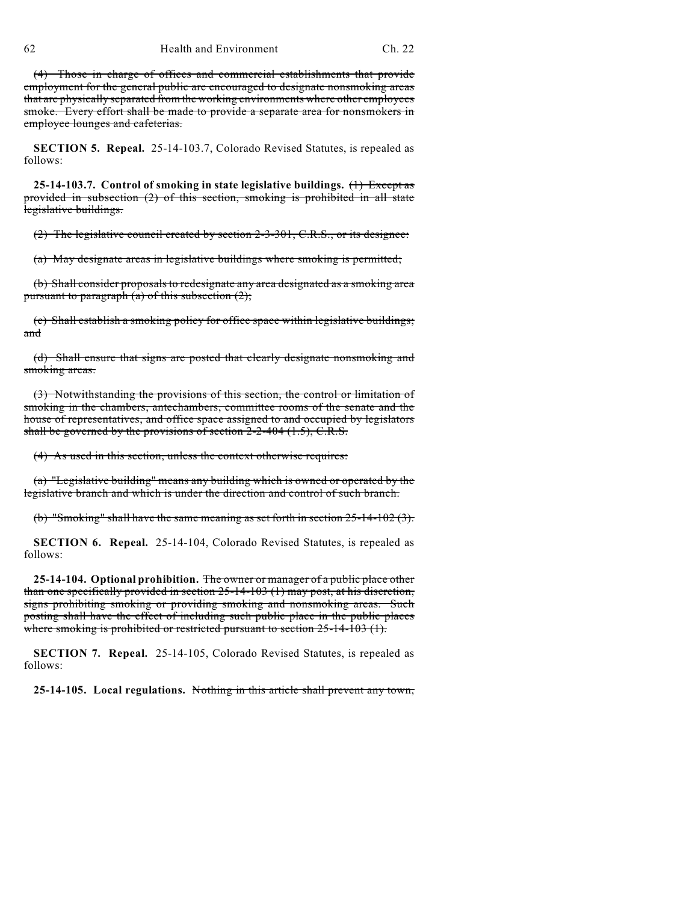~~(4) Those in charge of offices and commercial establishments that provide employment for the general public are encouraged to designate nonsmoking areas that are physically separated from the working environments where other employees smoke. Every effort shall be made to provide a separate area for nonsmokers in employee lounges and cafeterias.~~

**SECTION 5. Repeal.** 25-14-103.7, Colorado Revised Statutes, is repealed as follows:

**25-14-103.7. Control of smoking in state legislative buildings.** ~~(1) Except as provided in subsection (2) of this section, smoking is prohibited in all state legislative buildings.~~

~~(2) The legislative council created by section 2-3-301, C.R.S., or its designee:~~

~~(a) May designate areas in legislative buildings where smoking is permitted;~~

~~(b) Shall consider proposals to redesignate any area designated as a smoking area pursuant to paragraph (a) of this subsection (2);~~

~~(c) Shall establish a smoking policy for office space within legislative buildings; and~~

~~(d) Shall ensure that signs are posted that clearly designate nonsmoking and smoking areas.~~

~~(3) Notwithstanding the provisions of this section, the control or limitation of smoking in the chambers, antechambers, committee rooms of the senate and the house of representatives, and office space assigned to and occupied by legislators shall be governed by the provisions of section 2-2-404 (1.5), C.R.S.~~

~~(4) As used in this section, unless the context otherwise requires:~~

~~(a) "Legislative building" means any building which is owned or operated by the legislative branch and which is under the direction and control of such branch.~~

~~(b) "Smoking" shall have the same meaning as set forth in section 25-14-102 (3).~~

**SECTION 6. Repeal.** 25-14-104, Colorado Revised Statutes, is repealed as follows:

**25-14-104. Optional prohibition.** ~~The owner or manager of a public place other than one specifically provided in section 25-14-103 (1) may post, at his discretion, signs prohibiting smoking or providing smoking and nonsmoking areas. Such posting shall have the effect of including such public place in the public places where smoking is prohibited or restricted pursuant to section 25-14-103 (1).~~

**SECTION 7. Repeal.** 25-14-105, Colorado Revised Statutes, is repealed as follows:

**25-14-105. Local regulations.** ~~Nothing in this article shall prevent any town,~~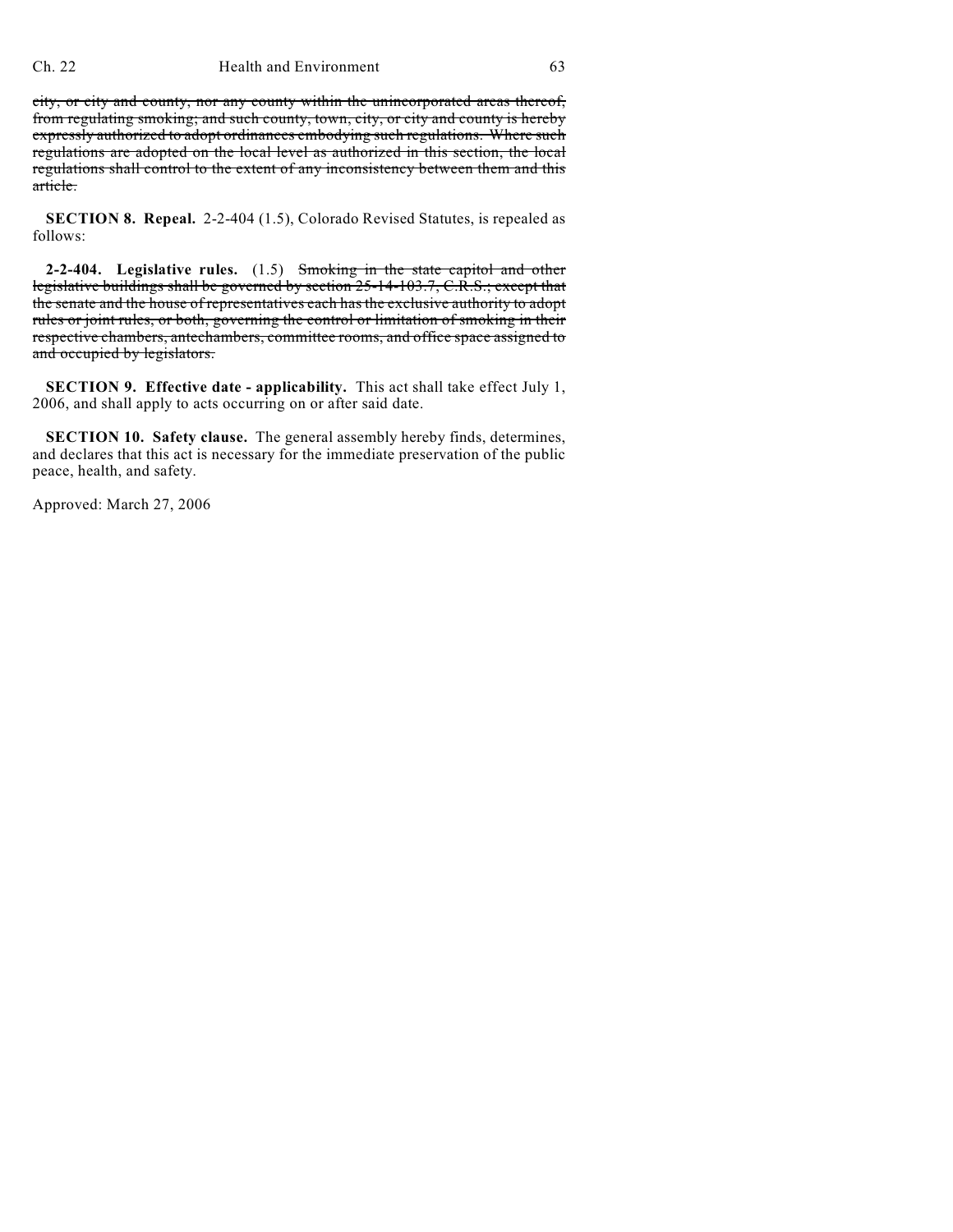~~city, or city and county, nor any county within the unincorporated areas thereof, from regulating smoking; and such county, town, city, or city and county is hereby expressly authorized to adopt ordinances embodying such regulations. Where such regulations are adopted on the local level as authorized in this section, the local regulations shall control to the extent of any inconsistency between them and this article.~~

**SECTION 8. Repeal.** 2-2-404 (1.5), Colorado Revised Statutes, is repealed as follows:

**2-2-404. Legislative rules.** (1.5) ~~Smoking in the state capitol and other legislative buildings shall be governed by section 25-14-103.7, C.R.S.; except that the senate and the house of representatives each has the exclusive authority to adopt rules or joint rules, or both, governing the control or limitation of smoking in their respective chambers, antechambers, committee rooms, and office space assigned to and occupied by legislators.~~

**SECTION 9. Effective date - applicability.** This act shall take effect July 1, 2006, and shall apply to acts occurring on or after said date.

**SECTION 10. Safety clause.** The general assembly hereby finds, determines, and declares that this act is necessary for the immediate preservation of the public peace, health, and safety.

Approved: March 27, 2006